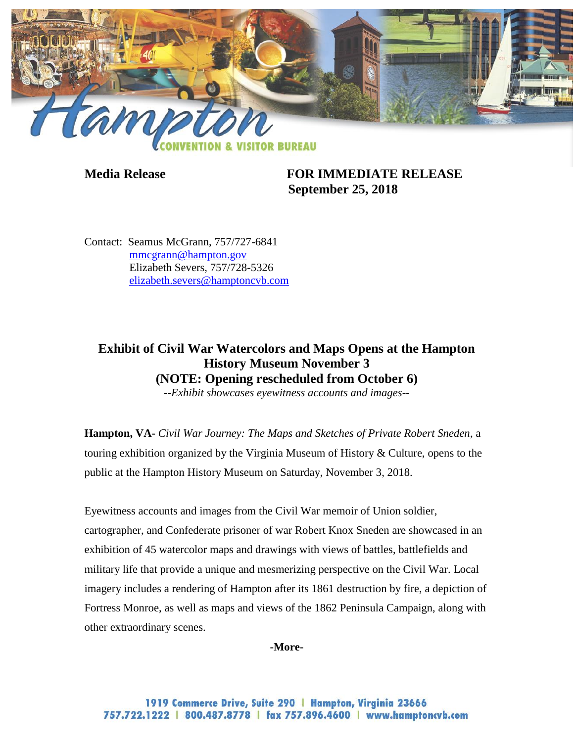**Media Release** **FOR IMMEDIATE RELEASE**
**September 25, 2018**

Contact: Seamus McGrann, 757/727-6841
mmcgrann@hampton.gov
Elizabeth Severs, 757/728-5326
elizabeth.severs@hamptoncvb.com

# Exhibit of Civil War Watercolors and Maps Opens at the Hampton History Museum November 3 (NOTE: Opening rescheduled from October 6)

*--Exhibit showcases eyewitness accounts and images--*

**Hampton, VA-** *Civil War Journey: The Maps and Sketches of Private Robert Sneden*, a touring exhibition organized by the Virginia Museum of History & Culture, opens to the public at the Hampton History Museum on Saturday, November 3, 2018.

Eyewitness accounts and images from the Civil War memoir of Union soldier, cartographer, and Confederate prisoner of war Robert Knox Sneden are showcased in an exhibition of 45 watercolor maps and drawings with views of battles, battlefields and military life that provide a unique and mesmerizing perspective on the Civil War. Local imagery includes a rendering of Hampton after its 1861 destruction by fire, a depiction of Fortress Monroe, as well as maps and views of the 1862 Peninsula Campaign, along with other extraordinary scenes.

**-More-**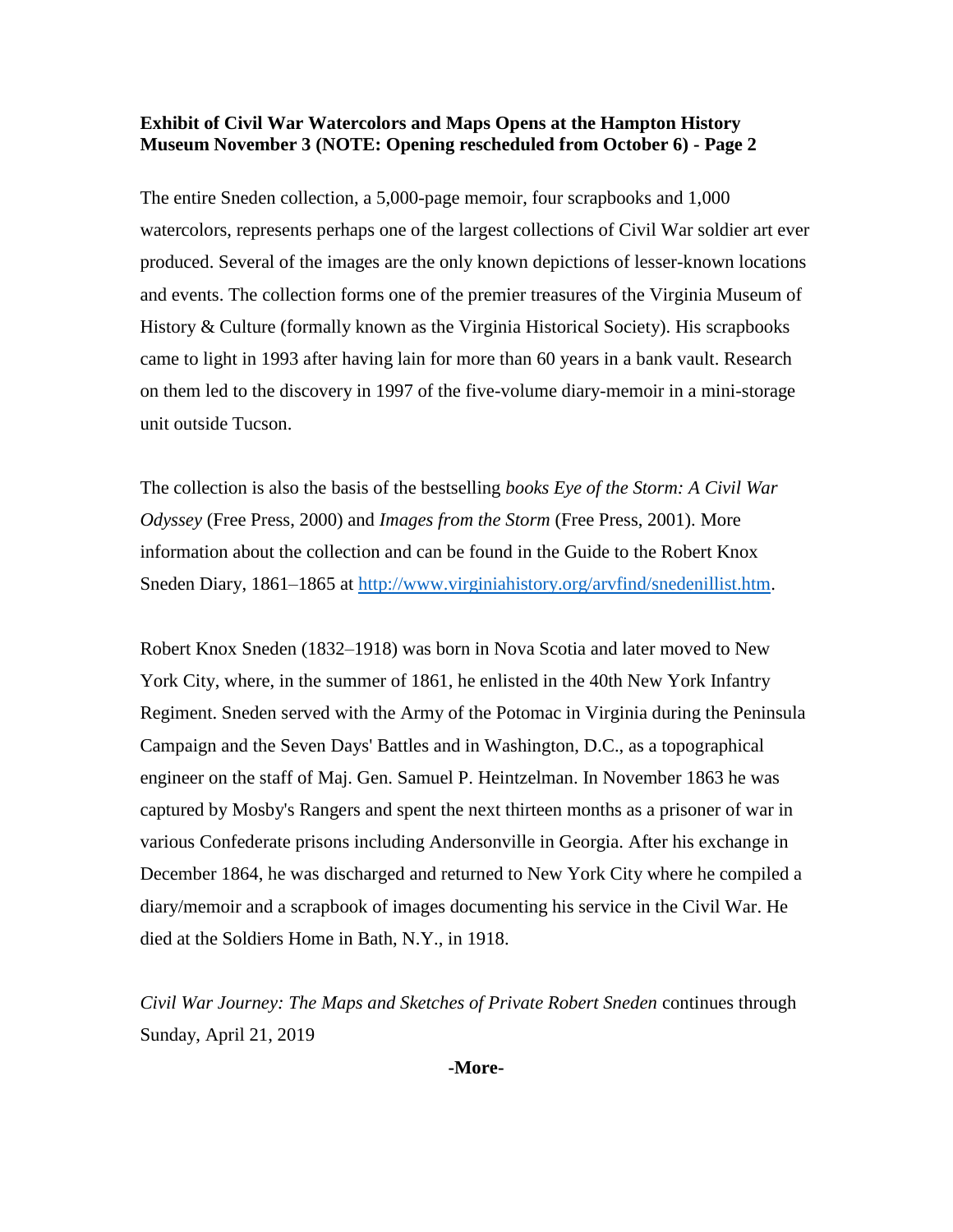**Exhibit of Civil War Watercolors and Maps Opens at the Hampton History Museum November 3 (NOTE: Opening rescheduled from October 6) - Page 2**

The entire Sneden collection, a 5,000-page memoir, four scrapbooks and 1,000 watercolors, represents perhaps one of the largest collections of Civil War soldier art ever produced. Several of the images are the only known depictions of lesser-known locations and events. The collection forms one of the premier treasures of the Virginia Museum of History & Culture (formally known as the Virginia Historical Society). His scrapbooks came to light in 1993 after having lain for more than 60 years in a bank vault. Research on them led to the discovery in 1997 of the five-volume diary-memoir in a mini-storage unit outside Tucson.

The collection is also the basis of the bestselling *books Eye of the Storm: A Civil War Odyssey* (Free Press, 2000) and *Images from the Storm* (Free Press, 2001). More information about the collection and can be found in the Guide to the Robert Knox Sneden Diary, 1861–1865 at [http://www.virginiahistory.org/arvfind/snedenillist.htm](http://www.virginiahistory.org/arvfind/snedenillist.htm).

Robert Knox Sneden (1832–1918) was born in Nova Scotia and later moved to New York City, where, in the summer of 1861, he enlisted in the 40th New York Infantry Regiment. Sneden served with the Army of the Potomac in Virginia during the Peninsula Campaign and the Seven Days' Battles and in Washington, D.C., as a topographical engineer on the staff of Maj. Gen. Samuel P. Heintzelman. In November 1863 he was captured by Mosby's Rangers and spent the next thirteen months as a prisoner of war in various Confederate prisons including Andersonville in Georgia. After his exchange in December 1864, he was discharged and returned to New York City where he compiled a diary/memoir and a scrapbook of images documenting his service in the Civil War. He died at the Soldiers Home in Bath, N.Y., in 1918.

*Civil War Journey: The Maps and Sketches of Private Robert Sneden* continues through Sunday, April 21, 2019

**-More-**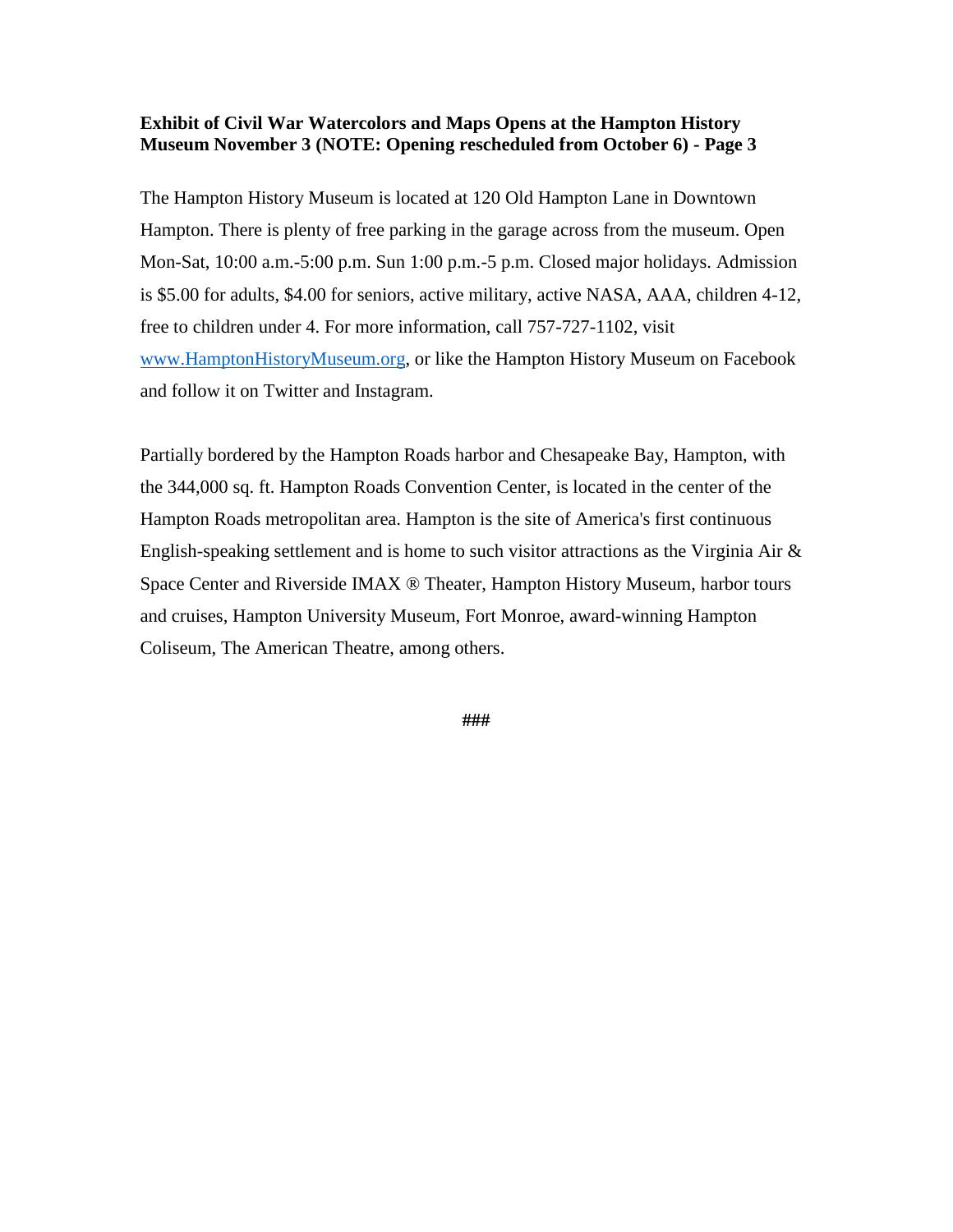The Hampton History Museum is located at 120 Old Hampton Lane in Downtown Hampton. There is plenty of free parking in the garage across from the museum. Open Mon-Sat, 10:00 a.m.-5:00 p.m. Sun 1:00 p.m.-5 p.m. Closed major holidays. Admission is $5.00 for adults, $4.00 for seniors, active military, active NASA, AAA, children 4-12, free to children under 4. For more information, call 757-727-1102, visit [www.HamptonHistoryMuseum.org](http://www.HamptonHistoryMuseum.org), or like the Hampton History Museum on Facebook and follow it on Twitter and Instagram.

Partially bordered by the Hampton Roads harbor and Chesapeake Bay, Hampton, with the 344,000 sq. ft. Hampton Roads Convention Center, is located in the center of the Hampton Roads metropolitan area. Hampton is the site of America's first continuous English-speaking settlement and is home to such visitor attractions as the Virginia Air & Space Center and Riverside IMAX ® Theater, Hampton History Museum, harbor tours and cruises, Hampton University Museum, Fort Monroe, award-winning Hampton Coliseum, The American Theatre, among others.

**###**